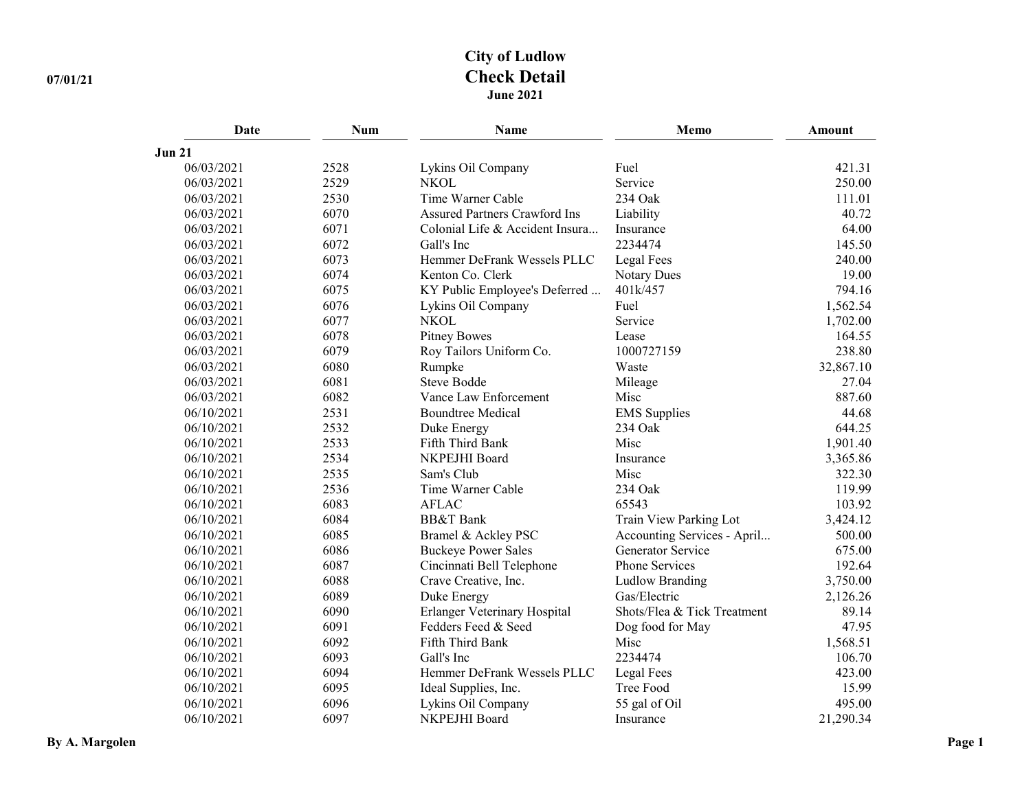# City of Ludlow

## Check Detail

### June 2021

07/01/21

| Date | Num | Name | Memo | Amount |
|---|---|---|---|---|
| **Jun 21** | | | | |
| 06/03/2021 | 2528 | Lykins Oil Company | Fuel | 421.31 |
| 06/03/2021 | 2529 | NKOL | Service | 250.00 |
| 06/03/2021 | 2530 | Time Warner Cable | 234 Oak | 111.01 |
| 06/03/2021 | 6070 | Assured Partners Crawford Ins | Liability | 40.72 |
| 06/03/2021 | 6071 | Colonial Life & Accident Insura... | Insurance | 64.00 |
| 06/03/2021 | 6072 | Gall's Inc | 2234474 | 145.50 |
| 06/03/2021 | 6073 | Hemmer DeFrank Wessels PLLC | Legal Fees | 240.00 |
| 06/03/2021 | 6074 | Kenton Co. Clerk | Notary Dues | 19.00 |
| 06/03/2021 | 6075 | KY Public Employee's Deferred ... | 401k/457 | 794.16 |
| 06/03/2021 | 6076 | Lykins Oil Company | Fuel | 1,562.54 |
| 06/03/2021 | 6077 | NKOL | Service | 1,702.00 |
| 06/03/2021 | 6078 | Pitney Bowes | Lease | 164.55 |
| 06/03/2021 | 6079 | Roy Tailors Uniform Co. | 1000727159 | 238.80 |
| 06/03/2021 | 6080 | Rumpke | Waste | 32,867.10 |
| 06/03/2021 | 6081 | Steve Bodde | Mileage | 27.04 |
| 06/03/2021 | 6082 | Vance Law Enforcement | Misc | 887.60 |
| 06/10/2021 | 2531 | Boundtree Medical | EMS Supplies | 44.68 |
| 06/10/2021 | 2532 | Duke Energy | 234 Oak | 644.25 |
| 06/10/2021 | 2533 | Fifth Third Bank | Misc | 1,901.40 |
| 06/10/2021 | 2534 | NKPEJHI Board | Insurance | 3,365.86 |
| 06/10/2021 | 2535 | Sam's Club | Misc | 322.30 |
| 06/10/2021 | 2536 | Time Warner Cable | 234 Oak | 119.99 |
| 06/10/2021 | 6083 | AFLAC | 65543 | 103.92 |
| 06/10/2021 | 6084 | BB&T Bank | Train View Parking Lot | 3,424.12 |
| 06/10/2021 | 6085 | Bramel & Ackley PSC | Accounting Services - April... | 500.00 |
| 06/10/2021 | 6086 | Buckeye Power Sales | Generator Service | 675.00 |
| 06/10/2021 | 6087 | Cincinnati Bell Telephone | Phone Services | 192.64 |
| 06/10/2021 | 6088 | Crave Creative, Inc. | Ludlow Branding | 3,750.00 |
| 06/10/2021 | 6089 | Duke Energy | Gas/Electric | 2,126.26 |
| 06/10/2021 | 6090 | Erlanger Veterinary Hospital | Shots/Flea & Tick Treatment | 89.14 |
| 06/10/2021 | 6091 | Fedders Feed & Seed | Dog food for May | 47.95 |
| 06/10/2021 | 6092 | Fifth Third Bank | Misc | 1,568.51 |
| 06/10/2021 | 6093 | Gall's Inc | 2234474 | 106.70 |
| 06/10/2021 | 6094 | Hemmer DeFrank Wessels PLLC | Legal Fees | 423.00 |
| 06/10/2021 | 6095 | Ideal Supplies, Inc. | Tree Food | 15.99 |
| 06/10/2021 | 6096 | Lykins Oil Company | 55 gal of Oil | 495.00 |
| 06/10/2021 | 6097 | NKPEJHI Board | Insurance | 21,290.34 |

By A. Margolen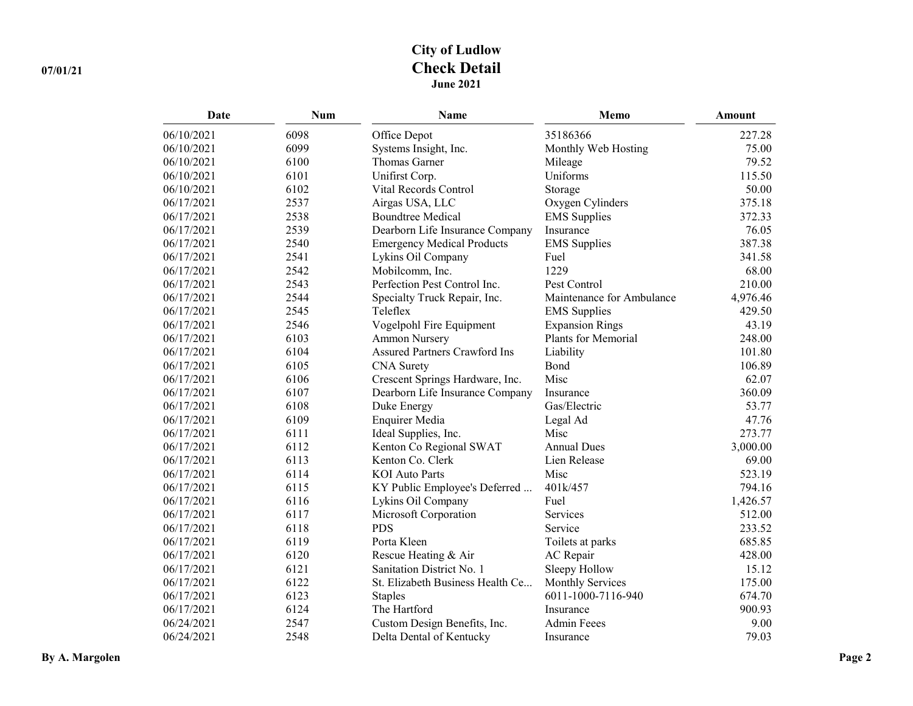# City of Ludlow

## Check Detail

### June 2021

| Date | Num | Name | Memo | Amount |
|---|---|---|---|---|
| 06/10/2021 | 6098 | Office Depot | 35186366 | 227.28 |
| 06/10/2021 | 6099 | Systems Insight, Inc. | Monthly Web Hosting | 75.00 |
| 06/10/2021 | 6100 | Thomas Garner | Mileage | 79.52 |
| 06/10/2021 | 6101 | Unifirst Corp. | Uniforms | 115.50 |
| 06/10/2021 | 6102 | Vital Records Control | Storage | 50.00 |
| 06/17/2021 | 2537 | Airgas USA, LLC | Oxygen Cylinders | 375.18 |
| 06/17/2021 | 2538 | Boundtree Medical | EMS Supplies | 372.33 |
| 06/17/2021 | 2539 | Dearborn Life Insurance Company | Insurance | 76.05 |
| 06/17/2021 | 2540 | Emergency Medical Products | EMS Supplies | 387.38 |
| 06/17/2021 | 2541 | Lykins Oil Company | Fuel | 341.58 |
| 06/17/2021 | 2542 | Mobilcomm, Inc. | 1229 | 68.00 |
| 06/17/2021 | 2543 | Perfection Pest Control Inc. | Pest Control | 210.00 |
| 06/17/2021 | 2544 | Specialty Truck Repair, Inc. | Maintenance for Ambulance | 4,976.46 |
| 06/17/2021 | 2545 | Teleflex | EMS Supplies | 429.50 |
| 06/17/2021 | 2546 | Vogelpohl Fire Equipment | Expansion Rings | 43.19 |
| 06/17/2021 | 6103 | Ammon Nursery | Plants for Memorial | 248.00 |
| 06/17/2021 | 6104 | Assured Partners Crawford Ins | Liability | 101.80 |
| 06/17/2021 | 6105 | CNA Surety | Bond | 106.89 |
| 06/17/2021 | 6106 | Crescent Springs Hardware, Inc. | Misc | 62.07 |
| 06/17/2021 | 6107 | Dearborn Life Insurance Company | Insurance | 360.09 |
| 06/17/2021 | 6108 | Duke Energy | Gas/Electric | 53.77 |
| 06/17/2021 | 6109 | Enquirer Media | Legal Ad | 47.76 |
| 06/17/2021 | 6111 | Ideal Supplies, Inc. | Misc | 273.77 |
| 06/17/2021 | 6112 | Kenton Co Regional SWAT | Annual Dues | 3,000.00 |
| 06/17/2021 | 6113 | Kenton Co. Clerk | Lien Release | 69.00 |
| 06/17/2021 | 6114 | KOI Auto Parts | Misc | 523.19 |
| 06/17/2021 | 6115 | KY Public Employee's Deferred ... | 401k/457 | 794.16 |
| 06/17/2021 | 6116 | Lykins Oil Company | Fuel | 1,426.57 |
| 06/17/2021 | 6117 | Microsoft Corporation | Services | 512.00 |
| 06/17/2021 | 6118 | PDS | Service | 233.52 |
| 06/17/2021 | 6119 | Porta Kleen | Toilets at parks | 685.85 |
| 06/17/2021 | 6120 | Rescue Heating & Air | AC Repair | 428.00 |
| 06/17/2021 | 6121 | Sanitation District No. 1 | Sleepy Hollow | 15.12 |
| 06/17/2021 | 6122 | St. Elizabeth Business Health Ce... | Monthly Services | 175.00 |
| 06/17/2021 | 6123 | Staples | 6011-1000-7116-940 | 674.70 |
| 06/17/2021 | 6124 | The Hartford | Insurance | 900.93 |
| 06/24/2021 | 2547 | Custom Design Benefits, Inc. | Admin Feees | 9.00 |
| 06/24/2021 | 2548 | Delta Dental of Kentucky | Insurance | 79.03 |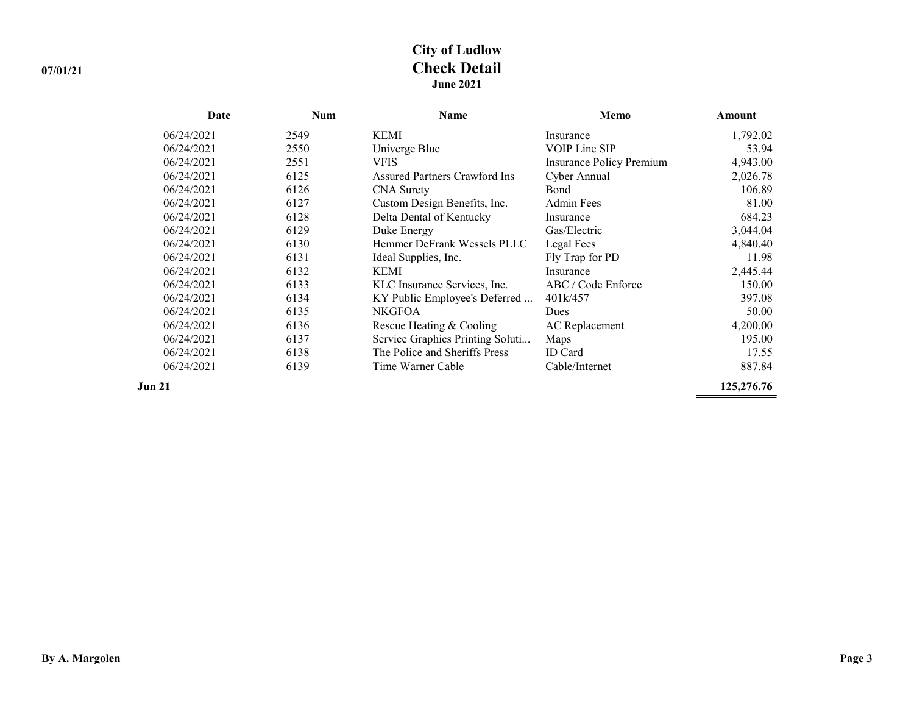# City of Ludlow
## Check Detail
### June 2021

| Date | Num | Name | Memo | Amount |
|---|---|---|---|---|
| 06/24/2021 | 2549 | KEMI | Insurance | 1,792.02 |
| 06/24/2021 | 2550 | Univerge Blue | VOIP Line SIP | 53.94 |
| 06/24/2021 | 2551 | VFIS | Insurance Policy Premium | 4,943.00 |
| 06/24/2021 | 6125 | Assured Partners Crawford Ins | Cyber Annual | 2,026.78 |
| 06/24/2021 | 6126 | CNA Surety | Bond | 106.89 |
| 06/24/2021 | 6127 | Custom Design Benefits, Inc. | Admin Fees | 81.00 |
| 06/24/2021 | 6128 | Delta Dental of Kentucky | Insurance | 684.23 |
| 06/24/2021 | 6129 | Duke Energy | Gas/Electric | 3,044.04 |
| 06/24/2021 | 6130 | Hemmer DeFrank Wessels PLLC | Legal Fees | 4,840.40 |
| 06/24/2021 | 6131 | Ideal Supplies, Inc. | Fly Trap for PD | 11.98 |
| 06/24/2021 | 6132 | KEMI | Insurance | 2,445.44 |
| 06/24/2021 | 6133 | KLC Insurance Services, Inc. | ABC / Code Enforce | 150.00 |
| 06/24/2021 | 6134 | KY Public Employee's Deferred ... | 401k/457 | 397.08 |
| 06/24/2021 | 6135 | NKGFOA | Dues | 50.00 |
| 06/24/2021 | 6136 | Rescue Heating & Cooling | AC Replacement | 4,200.00 |
| 06/24/2021 | 6137 | Service Graphics Printing Soluti... | Maps | 195.00 |
| 06/24/2021 | 6138 | The Police and Sheriffs Press | ID Card | 17.55 |
| 06/24/2021 | 6139 | Time Warner Cable | Cable/Internet | 887.84 |
| **Jun 21** | | | | **125,276.76** |

By A. Margolen